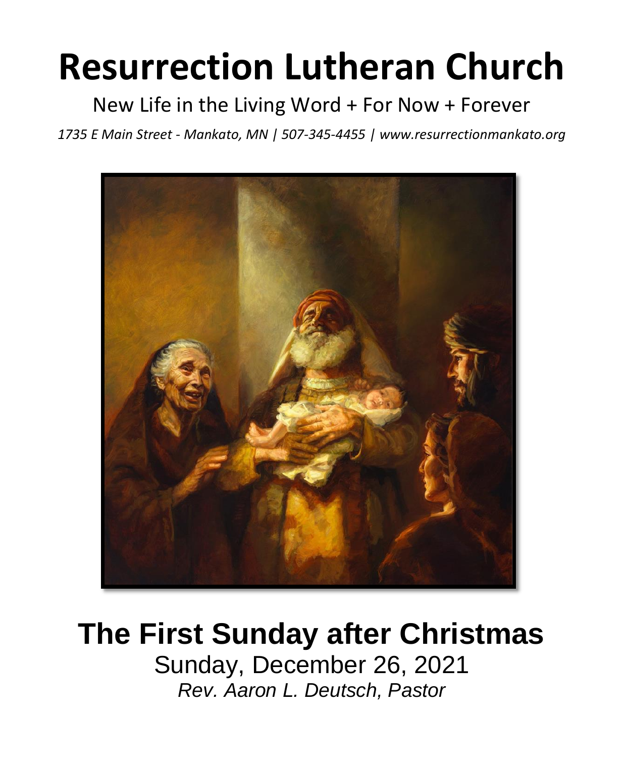# Resurrection Lutheran Church

New Life in the Living Word + For Now + Forever

*1735 E Main Street - Mankato, MN | 507-345-4455 | www.resurrectionmankato.org*

## The First Sunday after Christmas

Sunday, December 26, 2021

*Rev. Aaron L. Deutsch, Pastor*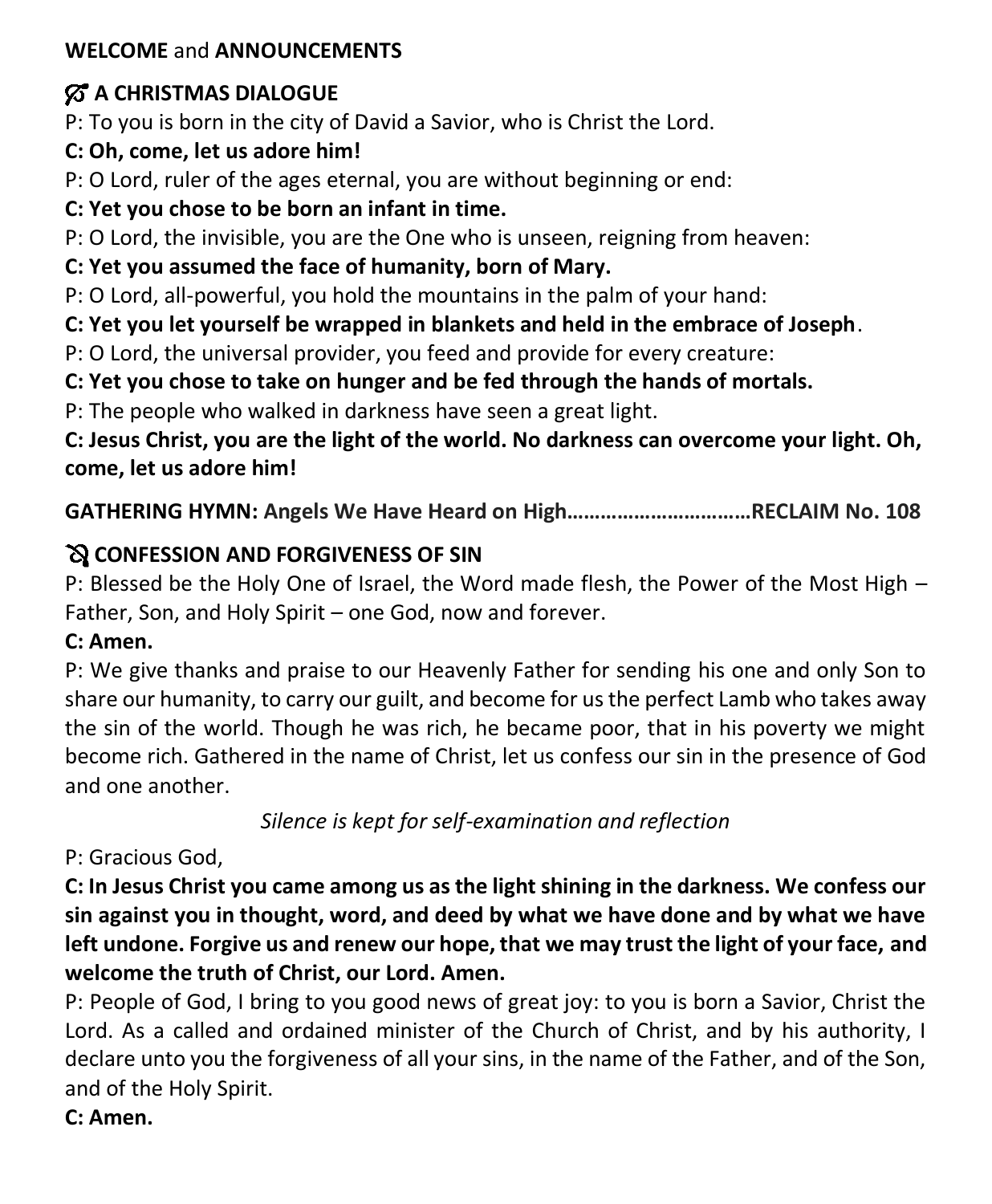**WELCOME** and **ANNOUNCEMENTS**

**A CHRISTMAS DIALOGUE**

P: To you is born in the city of David a Savior, who is Christ the Lord.

**C: Oh, come, let us adore him!**

P: O Lord, ruler of the ages eternal, you are without beginning or end:

**C: Yet you chose to be born an infant in time.**

P: O Lord, the invisible, you are the One who is unseen, reigning from heaven:

**C: Yet you assumed the face of humanity, born of Mary.**

P: O Lord, all-powerful, you hold the mountains in the palm of your hand:

**C: Yet you let yourself be wrapped in blankets and held in the embrace of Joseph**.

P: O Lord, the universal provider, you feed and provide for every creature:

**C: Yet you chose to take on hunger and be fed through the hands of mortals.**

P: The people who walked in darkness have seen a great light.

**C: Jesus Christ, you are the light of the world. No darkness can overcome your light. Oh, come, let us adore him!**

**GATHERING HYMN: Angels We Have Heard on High……………………………RECLAIM No. 108**

**CONFESSION AND FORGIVENESS OF SIN**

P: Blessed be the Holy One of Israel, the Word made flesh, the Power of the Most High – Father, Son, and Holy Spirit – one God, now and forever.

**C: Amen.**

P: We give thanks and praise to our Heavenly Father for sending his one and only Son to share our humanity, to carry our guilt, and become for us the perfect Lamb who takes away the sin of the world. Though he was rich, he became poor, that in his poverty we might become rich. Gathered in the name of Christ, let us confess our sin in the presence of God and one another.

*Silence is kept for self-examination and reflection*

P: Gracious God,

**C: In Jesus Christ you came among us as the light shining in the darkness. We confess our sin against you in thought, word, and deed by what we have done and by what we have left undone. Forgive us and renew our hope, that we may trust the light of your face, and welcome the truth of Christ, our Lord. Amen.**

P: People of God, I bring to you good news of great joy: to you is born a Savior, Christ the Lord. As a called and ordained minister of the Church of Christ, and by his authority, I declare unto you the forgiveness of all your sins, in the name of the Father, and of the Son, and of the Holy Spirit.

**C: Amen.**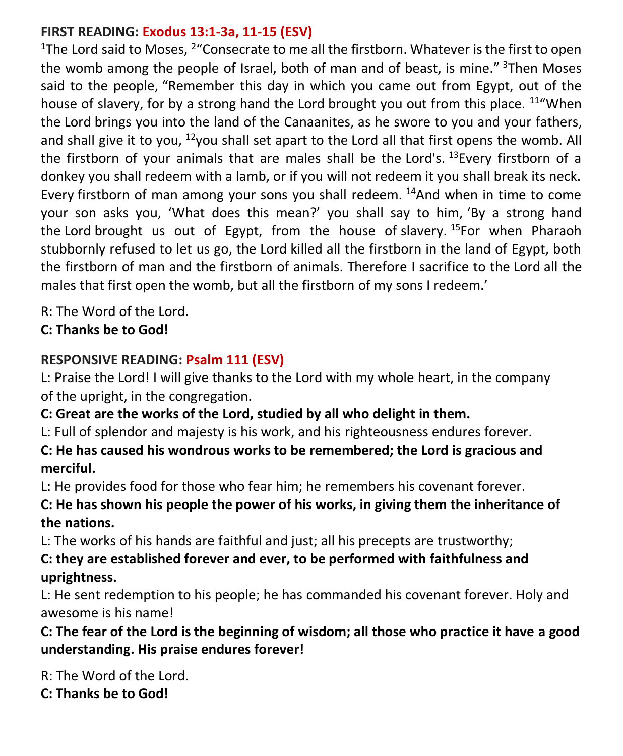**FIRST READING: Exodus 13:1-3a, 11-15 (ESV)**

[1]The Lord said to Moses, [2]"Consecrate to me all the firstborn. Whatever is the first to open the womb among the people of Israel, both of man and of beast, is mine." [3]Then Moses said to the people, "Remember this day in which you came out from Egypt, out of the house of slavery, for by a strong hand the Lord brought you out from this place. [11]"When the Lord brings you into the land of the Canaanites, as he swore to you and your fathers, and shall give it to you, [12]you shall set apart to the Lord all that first opens the womb. All the firstborn of your animals that are males shall be the Lord's. [13]Every firstborn of a donkey you shall redeem with a lamb, or if you will not redeem it you shall break its neck. Every firstborn of man among your sons you shall redeem. [14]And when in time to come your son asks you, 'What does this mean?' you shall say to him, 'By a strong hand the Lord brought us out of Egypt, from the house of slavery. [15]For when Pharaoh stubbornly refused to let us go, the Lord killed all the firstborn in the land of Egypt, both the firstborn of man and the firstborn of animals. Therefore I sacrifice to the Lord all the males that first open the womb, but all the firstborn of my sons I redeem.'

R: The Word of the Lord.
**C: Thanks be to God!**

**RESPONSIVE READING: Psalm 111 (ESV)**

L: Praise the Lord! I will give thanks to the Lord with my whole heart, in the company of the upright, in the congregation.

**C: Great are the works of the Lord, studied by all who delight in them.**

L: Full of splendor and majesty is his work, and his righteousness endures forever.

**C: He has caused his wondrous works to be remembered; the Lord is gracious and merciful.**

L: He provides food for those who fear him; he remembers his covenant forever.

**C: He has shown his people the power of his works, in giving them the inheritance of the nations.**

L: The works of his hands are faithful and just; all his precepts are trustworthy;

**C: they are established forever and ever, to be performed with faithfulness and uprightness.**

L: He sent redemption to his people; he has commanded his covenant forever. Holy and awesome is his name!

**C: The fear of the Lord is the beginning of wisdom; all those who practice it have a good understanding. His praise endures forever!**

R: The Word of the Lord.
**C: Thanks be to God!**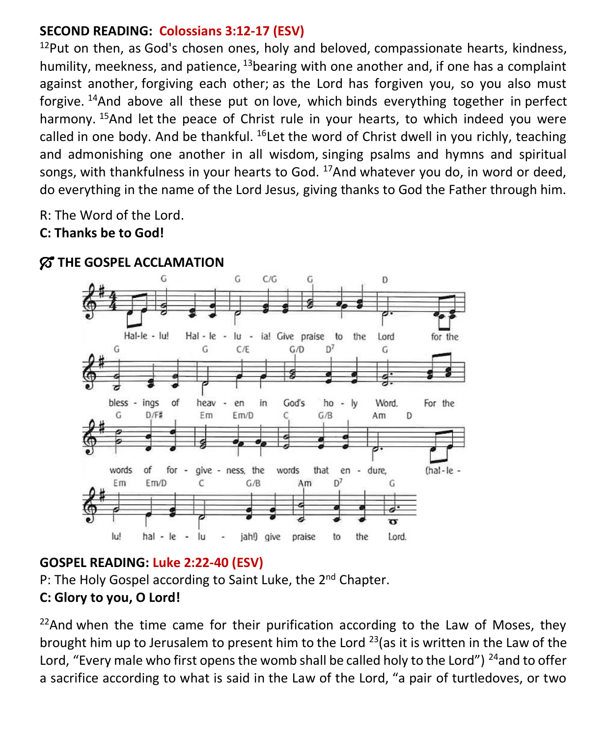**SECOND READING: Colossians 3:12-17 (ESV)**

[12]Put on then, as God's chosen ones, holy and beloved, compassionate hearts, kindness, humility, meekness, and patience, [13]bearing with one another and, if one has a complaint against another, forgiving each other; as the Lord has forgiven you, so you also must forgive. [14]And above all these put on love, which binds everything together in perfect harmony. [15]And let the peace of Christ rule in your hearts, to which indeed you were called in one body. And be thankful. [16]Let the word of Christ dwell in you richly, teaching and admonishing one another in all wisdom, singing psalms and hymns and spiritual songs, with thankfulness in your hearts to God. [17]And whatever you do, in word or deed, do everything in the name of the Lord Jesus, giving thanks to God the Father through him.

R: The Word of the Lord.
**C: Thanks be to God!**

**THE GOSPEL ACCLAMATION**

Hal-le - lu! Hal - le - lu - ia! Give praise to the Lord for the bless - ings of heav - en in God's ho - ly Word. For the words of for - give - ness, the words that en - dure, (hal - le - lu! hal - le - lu - jah!) give praise to the Lord.

**GOSPEL READING: Luke 2:22-40 (ESV)**

P: The Holy Gospel according to Saint Luke, the 2nd Chapter.
**C: Glory to you, O Lord!**

[22]And when the time came for their purification according to the Law of Moses, they brought him up to Jerusalem to present him to the Lord [23](as it is written in the Law of the Lord, "Every male who first opens the womb shall be called holy to the Lord") [24]and to offer a sacrifice according to what is said in the Law of the Lord, "a pair of turtledoves, or two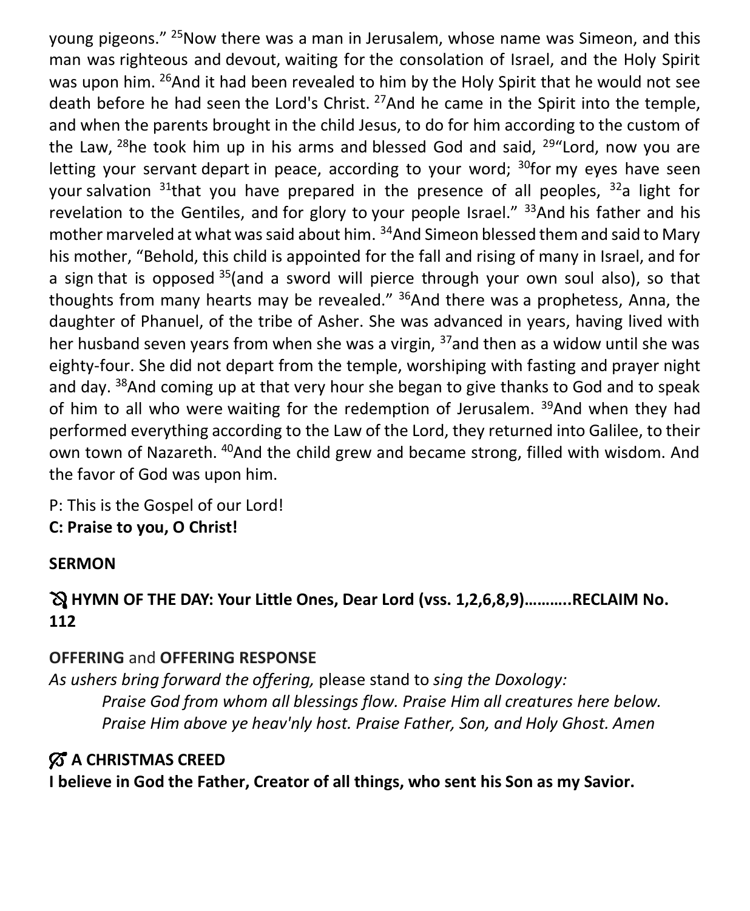young pigeons." [25]Now there was a man in Jerusalem, whose name was Simeon, and this man was righteous and devout, waiting for the consolation of Israel, and the Holy Spirit was upon him. [26]And it had been revealed to him by the Holy Spirit that he would not see death before he had seen the Lord's Christ. [27]And he came in the Spirit into the temple, and when the parents brought in the child Jesus, to do for him according to the custom of the Law, [28]he took him up in his arms and blessed God and said, [29]"Lord, now you are letting your servant depart in peace, according to your word; [30]for my eyes have seen your salvation [31]that you have prepared in the presence of all peoples, [32]a light for revelation to the Gentiles, and for glory to your people Israel." [33]And his father and his mother marveled at what was said about him. [34]And Simeon blessed them and said to Mary his mother, "Behold, this child is appointed for the fall and rising of many in Israel, and for a sign that is opposed [35](and a sword will pierce through your own soul also), so that thoughts from many hearts may be revealed." [36]And there was a prophetess, Anna, the daughter of Phanuel, of the tribe of Asher. She was advanced in years, having lived with her husband seven years from when she was a virgin, [37]and then as a widow until she was eighty-four. She did not depart from the temple, worshiping with fasting and prayer night and day. [38]And coming up at that very hour she began to give thanks to God and to speak of him to all who were waiting for the redemption of Jerusalem. [39]And when they had performed everything according to the Law of the Lord, they returned into Galilee, to their own town of Nazareth. [40]And the child grew and became strong, filled with wisdom. And the favor of God was upon him.

P: This is the Gospel of our Lord!
**C: Praise to you, O Christ!**

**SERMON**

**HYMN OF THE DAY: Your Little Ones, Dear Lord (vss. 1,2,6,8,9)………..RECLAIM No. 112**

**OFFERING** and **OFFERING RESPONSE**
*As ushers bring forward the offering,* please stand to *sing the Doxology:*

> *Praise God from whom all blessings flow. Praise Him all creatures here below. Praise Him above ye heav'nly host. Praise Father, Son, and Holy Ghost. Amen*

**A CHRISTMAS CREED**
**I believe in God the Father, Creator of all things, who sent his Son as my Savior.**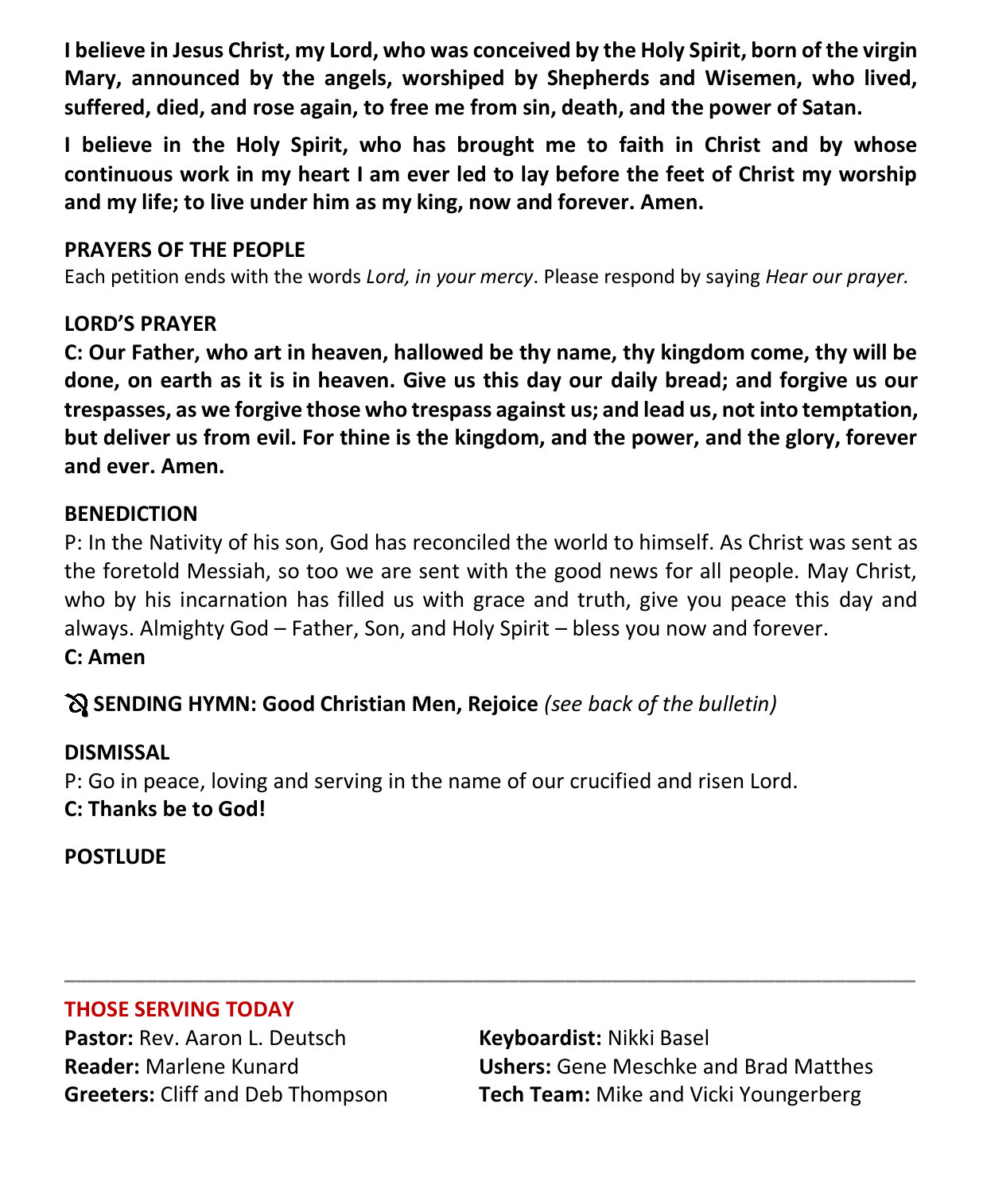**I believe in Jesus Christ, my Lord, who was conceived by the Holy Spirit, born of the virgin Mary, announced by the angels, worshiped by Shepherds and Wisemen, who lived, suffered, died, and rose again, to free me from sin, death, and the power of Satan.**

**I believe in the Holy Spirit, who has brought me to faith in Christ and by whose continuous work in my heart I am ever led to lay before the feet of Christ my worship and my life; to live under him as my king, now and forever. Amen.**

**PRAYERS OF THE PEOPLE**

Each petition ends with the words *Lord, in your mercy*. Please respond by saying *Hear our prayer.*

**LORD'S PRAYER**

**C: Our Father, who art in heaven, hallowed be thy name, thy kingdom come, thy will be done, on earth as it is in heaven. Give us this day our daily bread; and forgive us our trespasses, as we forgive those who trespass against us; and lead us, not into temptation, but deliver us from evil. For thine is the kingdom, and the power, and the glory, forever and ever. Amen.**

**BENEDICTION**

P: In the Nativity of his son, God has reconciled the world to himself. As Christ was sent as the foretold Messiah, so too we are sent with the good news for all people. May Christ, who by his incarnation has filled us with grace and truth, give you peace this day and always. Almighty God – Father, Son, and Holy Spirit – bless you now and forever.
**C: Amen**

**SENDING HYMN: Good Christian Men, Rejoice** *(see back of the bulletin)*

**DISMISSAL**

P: Go in peace, loving and serving in the name of our crucified and risen Lord.
**C: Thanks be to God!**

**POSTLUDE**

---

**THOSE SERVING TODAY**

**Pastor:** Rev. Aaron L. Deutsch
**Reader:** Marlene Kunard
**Greeters:** Cliff and Deb Thompson
**Keyboardist:** Nikki Basel
**Ushers:** Gene Meschke and Brad Matthes
**Tech Team:** Mike and Vicki Youngerberg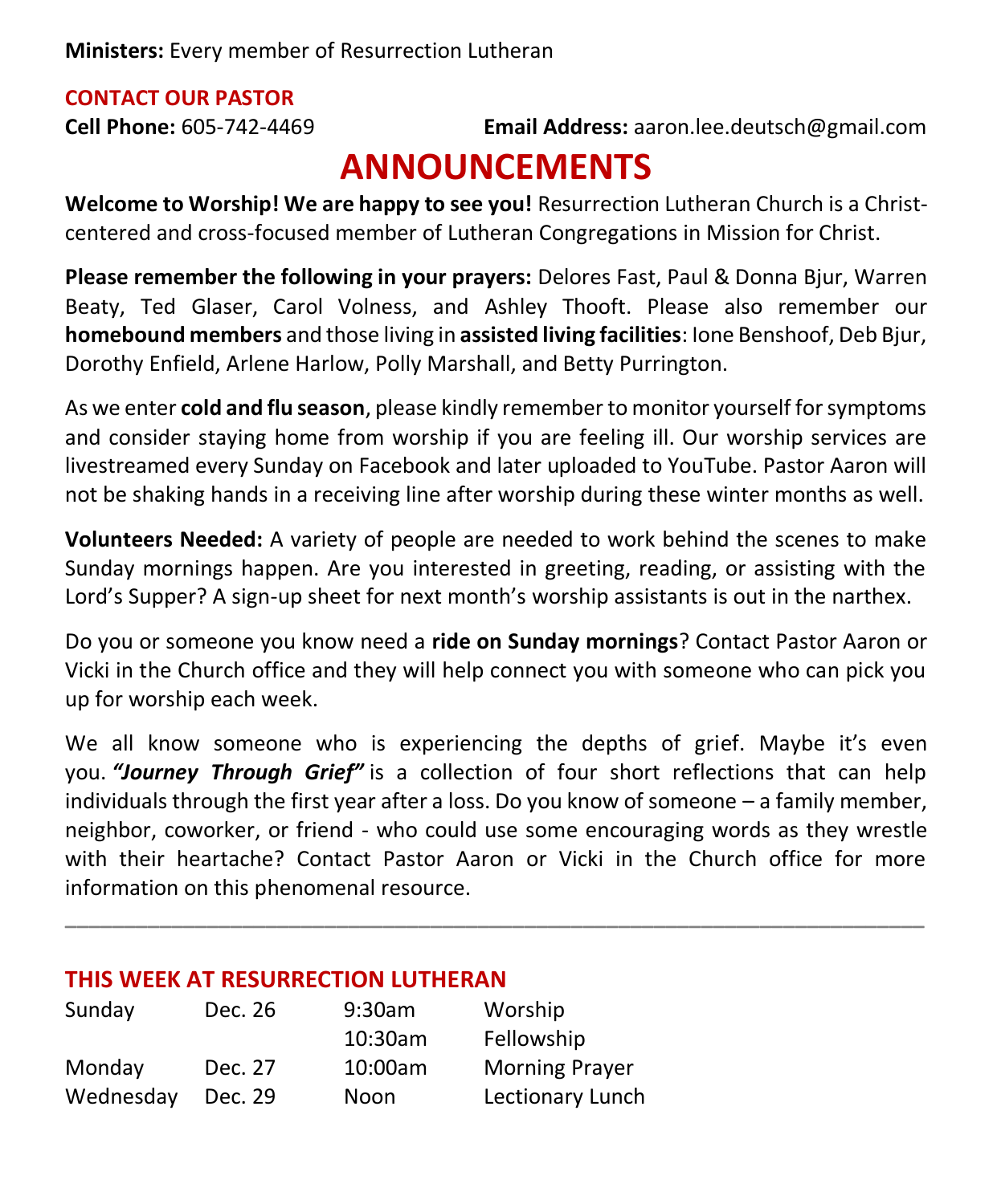**Ministers:** Every member of Resurrection Lutheran

**CONTACT OUR PASTOR**

**Cell Phone:** 605-742-4469 **Email Address:** aaron.lee.deutsch@gmail.com

# ANNOUNCEMENTS

**Welcome to Worship! We are happy to see you!** Resurrection Lutheran Church is a Christ-centered and cross-focused member of Lutheran Congregations in Mission for Christ.

**Please remember the following in your prayers:** Delores Fast, Paul & Donna Bjur, Warren Beaty, Ted Glaser, Carol Volness, and Ashley Thooft. Please also remember our **homebound members** and those living in **assisted living facilities**: Ione Benshoof, Deb Bjur, Dorothy Enfield, Arlene Harlow, Polly Marshall, and Betty Purrington.

As we enter **cold and flu season**, please kindly remember to monitor yourself for symptoms and consider staying home from worship if you are feeling ill. Our worship services are livestreamed every Sunday on Facebook and later uploaded to YouTube. Pastor Aaron will not be shaking hands in a receiving line after worship during these winter months as well.

**Volunteers Needed:** A variety of people are needed to work behind the scenes to make Sunday mornings happen. Are you interested in greeting, reading, or assisting with the Lord's Supper? A sign-up sheet for next month's worship assistants is out in the narthex.

Do you or someone you know need a **ride on Sunday mornings**? Contact Pastor Aaron or Vicki in the Church office and they will help connect you with someone who can pick you up for worship each week.

We all know someone who is experiencing the depths of grief. Maybe it's even you. ***"Journey Through Grief"*** is a collection of four short reflections that can help individuals through the first year after a loss. Do you know of someone – a family member, neighbor, coworker, or friend - who could use some encouraging words as they wrestle with their heartache? Contact Pastor Aaron or Vicki in the Church office for more information on this phenomenal resource.

---

## THIS WEEK AT RESURRECTION LUTHERAN

| | | | |
|---|---|---|---|
| Sunday | Dec. 26 | 9:30am | Worship |
| | | 10:30am | Fellowship |
| Monday | Dec. 27 | 10:00am | Morning Prayer |
| Wednesday | Dec. 29 | Noon | Lectionary Lunch |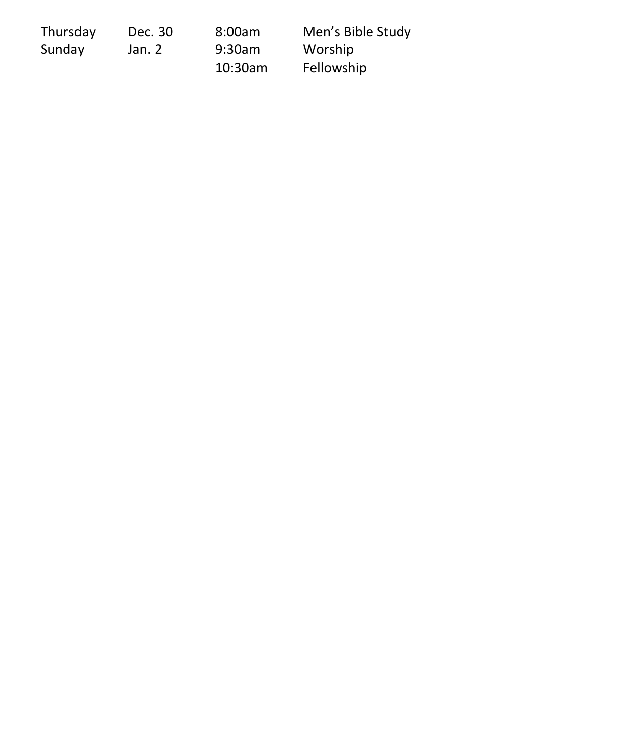| | | | |
|---|---|---|---|
| Thursday | Dec. 30 | 8:00am | Men's Bible Study |
| Sunday | Jan. 2 | 9:30am | Worship |
| | | 10:30am | Fellowship |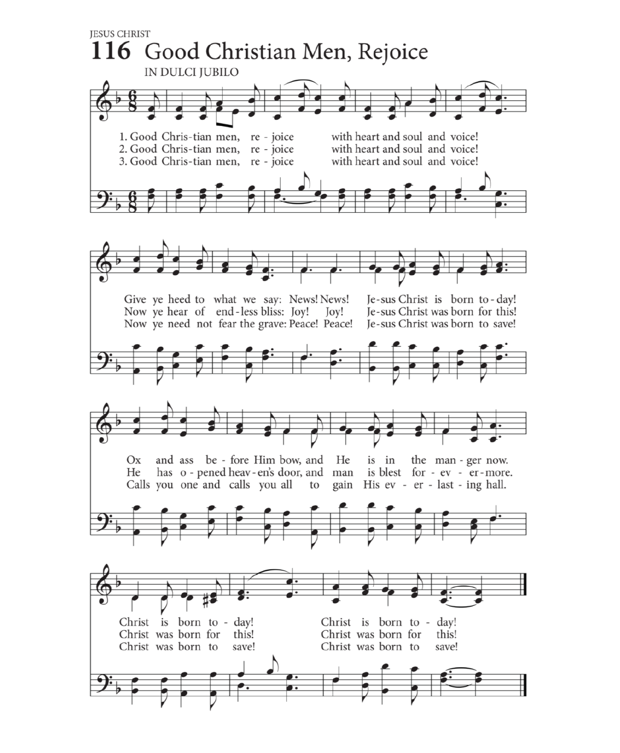JESUS CHRIST

# 116 Good Christian Men, Rejoice

IN DULCI JUBILO

1. Good Chris-tian men, re - joice with heart and soul and voice!
2. Good Chris-tian men, re - joice with heart and soul and voice!
3. Good Chris-tian men, re - joice with heart and soul and voice!

Give ye heed to what we say: News! News! Je-sus Christ is born to - day!
Now ye hear of end - less bliss: Joy! Joy! Je-sus Christ was born for this!
Now ye need not fear the grave: Peace! Peace! Je-sus Christ was born to save!

Ox and ass be - fore Him bow, and He is in the man - ger now.
He has o - pened heav - en's door, and man is blest for - ev - er-more.
Calls you one and calls you all to gain His ev - er - last - ing hall.

Christ is born to - day! Christ is born to - day!
Christ was born for this! Christ was born for this!
Christ was born to save! Christ was born to save!